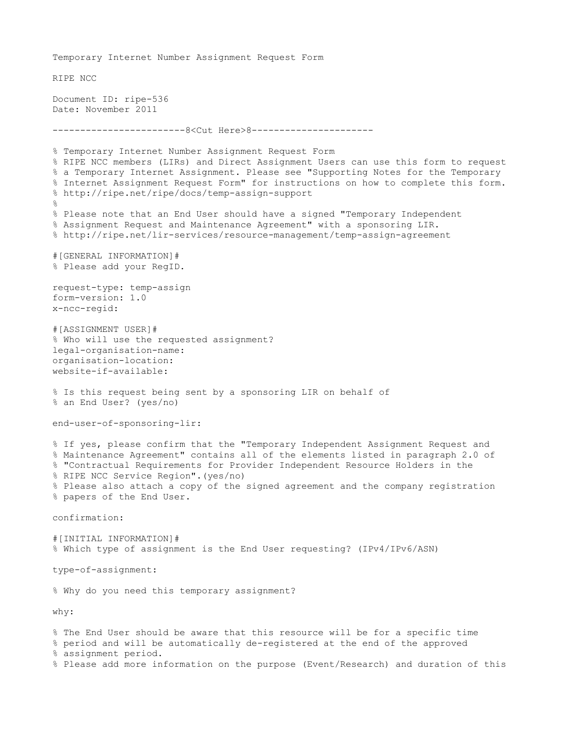Temporary Internet Number Assignment Request Form

RIPE NCC

Document ID: ripe-536
Date: November 2011

```
------------------------8<Cut Here>8----------------------

% Temporary Internet Number Assignment Request Form
% RIPE NCC members (LIRs) and Direct Assignment Users can use this form to request
% a Temporary Internet Assignment. Please see "Supporting Notes for the Temporary
% Internet Assignment Request Form" for instructions on how to complete this form.
% http://ripe.net/ripe/docs/temp-assign-support
%
% Please note that an End User should have a signed "Temporary Independent
% Assignment Request and Maintenance Agreement" with a sponsoring LIR.
% http://ripe.net/lir-services/resource-management/temp-assign-agreement

#[GENERAL INFORMATION]#
% Please add your RegID.

request-type: temp-assign
form-version: 1.0
x-ncc-regid:

#[ASSIGNMENT USER]#
% Who will use the requested assignment?
legal-organisation-name:
organisation-location:
website-if-available:

% Is this request being sent by a sponsoring LIR on behalf of
% an End User? (yes/no)

end-user-of-sponsoring-lir:

% If yes, please confirm that the "Temporary Independent Assignment Request and
% Maintenance Agreement" contains all of the elements listed in paragraph 2.0 of
% "Contractual Requirements for Provider Independent Resource Holders in the
% RIPE NCC Service Region".(yes/no)
% Please also attach a copy of the signed agreement and the company registration
% papers of the End User.

confirmation:

#[INITIAL INFORMATION]#
% Which type of assignment is the End User requesting? (IPv4/IPv6/ASN)

type-of-assignment:

% Why do you need this temporary assignment?

why:

% The End User should be aware that this resource will be for a specific time
% period and will be automatically de-registered at the end of the approved
% assignment period.
% Please add more information on the purpose (Event/Research) and duration of this
```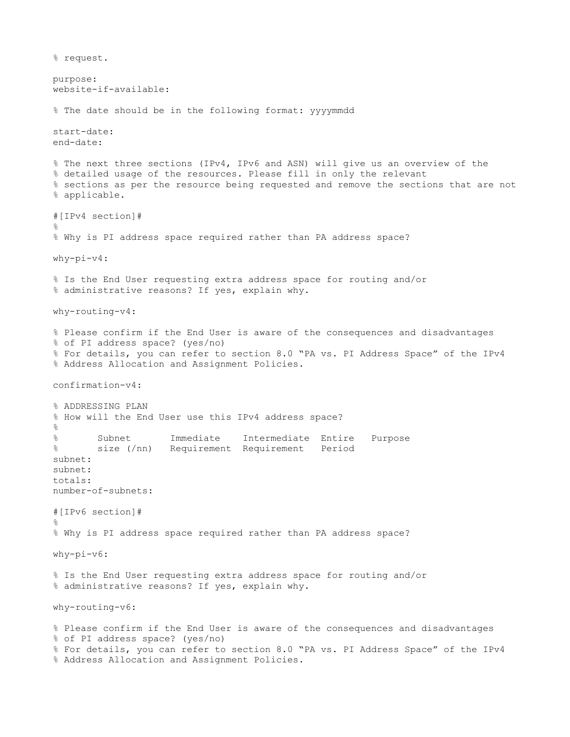```
% request.

purpose:
website-if-available:

% The date should be in the following format: yyyymmdd

start-date:
end-date:

% The next three sections (IPv4, IPv6 and ASN) will give us an overview of the
% detailed usage of the resources. Please fill in only the relevant
% sections as per the resource being requested and remove the sections that are not
% applicable.

#[IPv4 section]#
%
% Why is PI address space required rather than PA address space?

why-pi-v4:

% Is the End User requesting extra address space for routing and/or
% administrative reasons? If yes, explain why.

why-routing-v4:

% Please confirm if the End User is aware of the consequences and disadvantages
% of PI address space? (yes/no)
% For details, you can refer to section 8.0 "PA vs. PI Address Space" of the IPv4
% Address Allocation and Assignment Policies.

confirmation-v4:

% ADDRESSING PLAN
% How will the End User use this IPv4 address space?
%
%       Subnet       Immediate    Intermediate  Entire   Purpose
%       size (/nn)   Requirement  Requirement   Period
subnet:
subnet:
totals:
number-of-subnets:

#[IPv6 section]#
%
% Why is PI address space required rather than PA address space?

why-pi-v6:

% Is the End User requesting extra address space for routing and/or
% administrative reasons? If yes, explain why.

why-routing-v6:

% Please confirm if the End User is aware of the consequences and disadvantages
% of PI address space? (yes/no)
% For details, you can refer to section 8.0 "PA vs. PI Address Space" of the IPv4
% Address Allocation and Assignment Policies.
```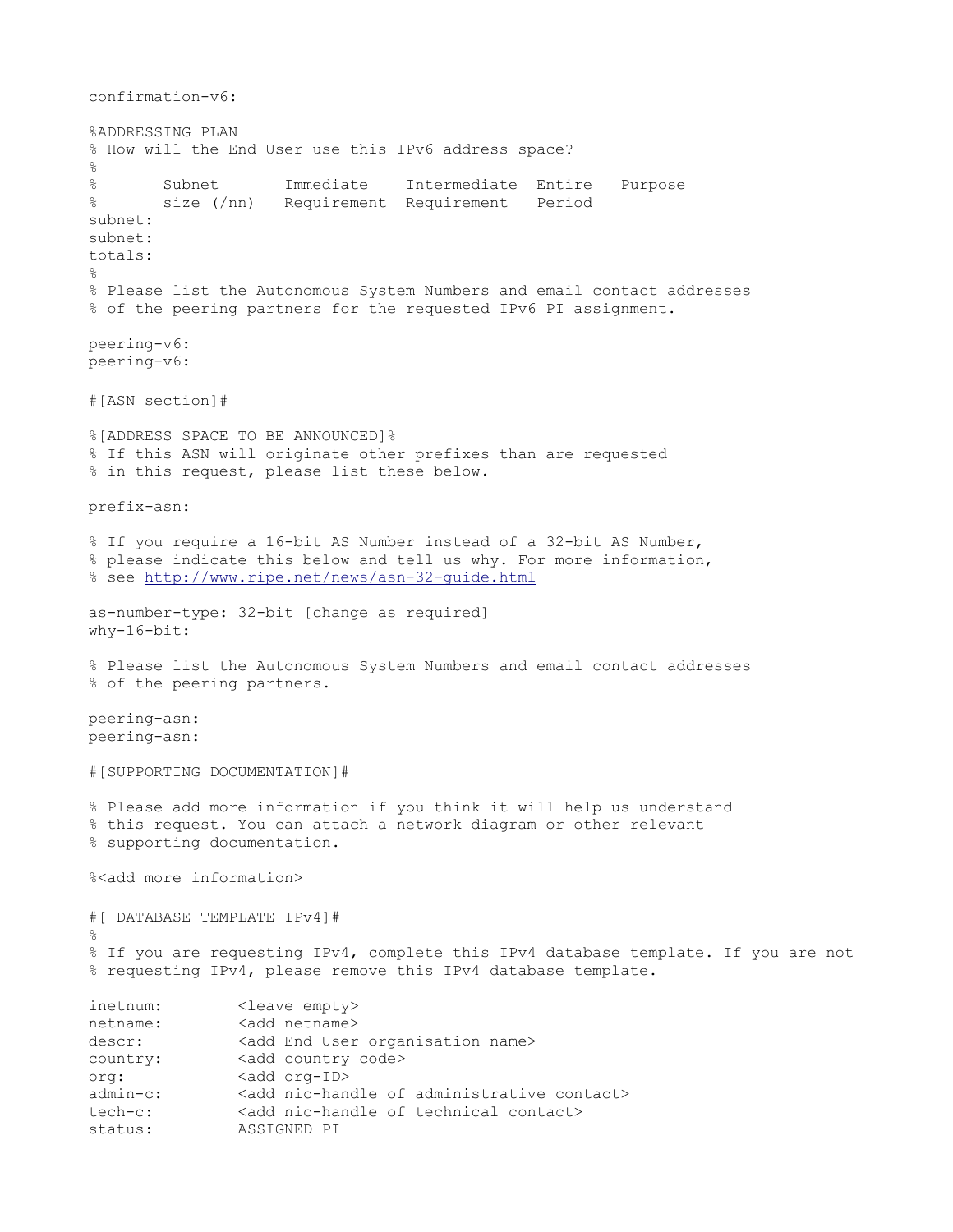```
confirmation-v6:

%ADDRESSING PLAN
% How will the End User use this IPv6 address space?
%
%       Subnet       Immediate    Intermediate  Entire   Purpose
%       size (/nn)   Requirement  Requirement   Period
subnet:
subnet:
totals:
%
% Please list the Autonomous System Numbers and email contact addresses
% of the peering partners for the requested IPv6 PI assignment.

peering-v6:
peering-v6:

#[ASN section]#

%[ADDRESS SPACE TO BE ANNOUNCED]%
% If this ASN will originate other prefixes than are requested
% in this request, please list these below.

prefix-asn:

% If you require a 16-bit AS Number instead of a 32-bit AS Number,
% please indicate this below and tell us why. For more information,
% see http://www.ripe.net/news/asn-32-guide.html

as-number-type: 32-bit [change as required]
why-16-bit:

% Please list the Autonomous System Numbers and email contact addresses
% of the peering partners.

peering-asn:
peering-asn:

#[SUPPORTING DOCUMENTATION]#

% Please add more information if you think it will help us understand
% this request. You can attach a network diagram or other relevant
% supporting documentation.

%<add more information>

#[ DATABASE TEMPLATE IPv4]#
%
% If you are requesting IPv4, complete this IPv4 database template. If you are not
% requesting IPv4, please remove this IPv4 database template.

inetnum:        <leave empty>
netname:        <add netname>
descr:          <add End User organisation name>
country:        <add country code>
org:            <add org-ID>
admin-c:        <add nic-handle of administrative contact>
tech-c:         <add nic-handle of technical contact>
status:         ASSIGNED PI
```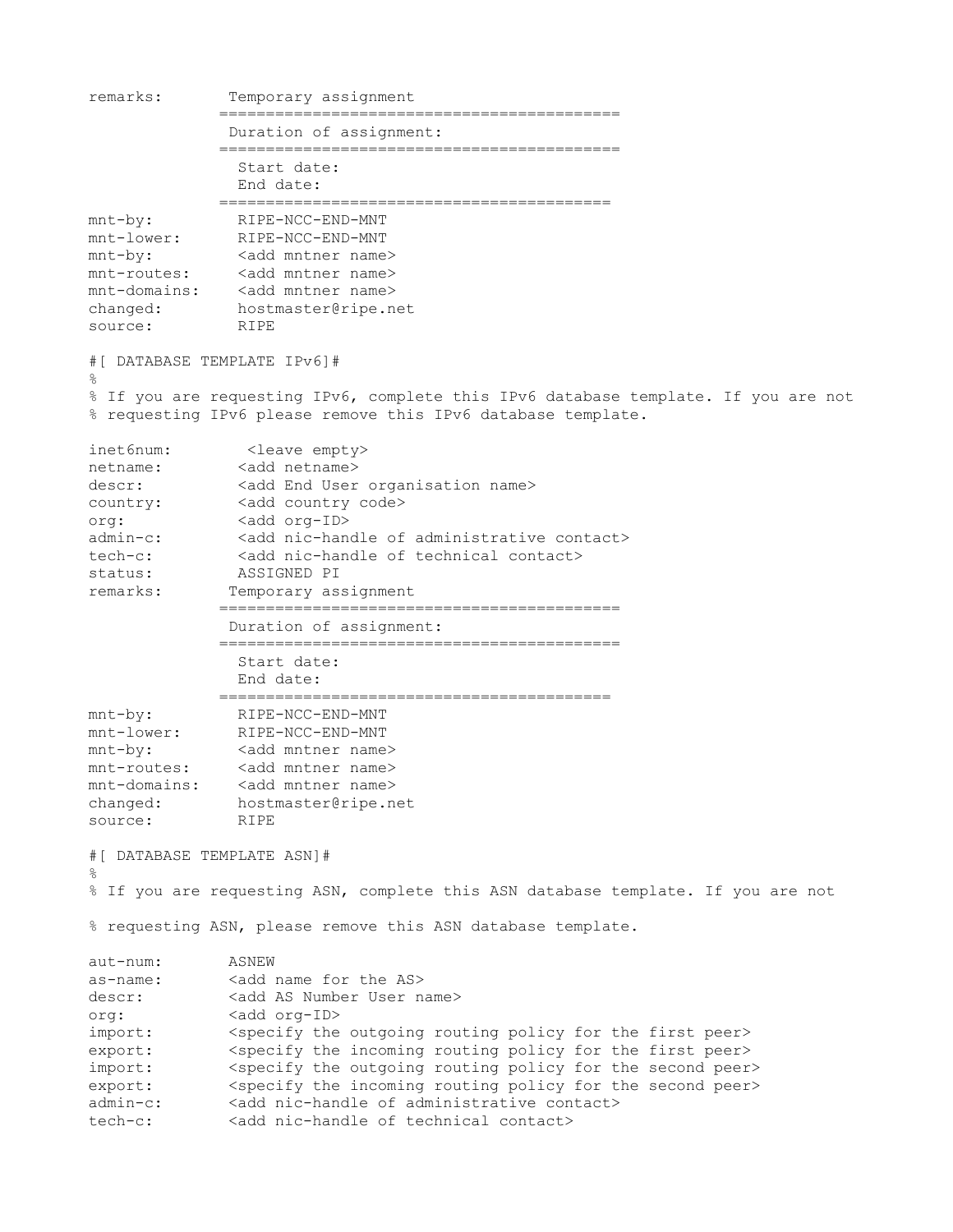```
remarks:       Temporary assignment
              ==========================================
               Duration of assignment:
              ==========================================
                Start date:
                End date:
              =========================================
mnt-by:         RIPE-NCC-END-MNT
mnt-lower:      RIPE-NCC-END-MNT
mnt-by:         <add mntner name>
mnt-routes:     <add mntner name>
mnt-domains:    <add mntner name>
changed:        hostmaster@ripe.net
source:         RIPE
```

#[ DATABASE TEMPLATE IPv6]#

```
%
% If you are requesting IPv6, complete this IPv6 database template. If you are not
% requesting IPv6 please remove this IPv6 database template.

inet6num:        <leave empty>
netname:        <add netname>
descr:          <add End User organisation name>
country:        <add country code>
org:            <add org-ID>
admin-c:        <add nic-handle of administrative contact>
tech-c:         <add nic-handle of technical contact>
status:         ASSIGNED PI
remarks:       Temporary assignment
              ==========================================
               Duration of assignment:
              ==========================================
                Start date:
                End date:
              =========================================
mnt-by:         RIPE-NCC-END-MNT
mnt-lower:      RIPE-NCC-END-MNT
mnt-by:         <add mntner name>
mnt-routes:     <add mntner name>
mnt-domains:    <add mntner name>
changed:        hostmaster@ripe.net
source:         RIPE
```

#[ DATABASE TEMPLATE ASN]#

```
%
% If you are requesting ASN, complete this ASN database template. If you are not

% requesting ASN, please remove this ASN database template.

aut-num:       ASNEW
as-name:       <add name for the AS>
descr:         <add AS Number User name>
org:           <add org-ID>
import:        <specify the outgoing routing policy for the first peer>
export:        <specify the incoming routing policy for the first peer>
import:        <specify the outgoing routing policy for the second peer>
export:        <specify the incoming routing policy for the second peer>
admin-c:       <add nic-handle of administrative contact>
tech-c:        <add nic-handle of technical contact>
```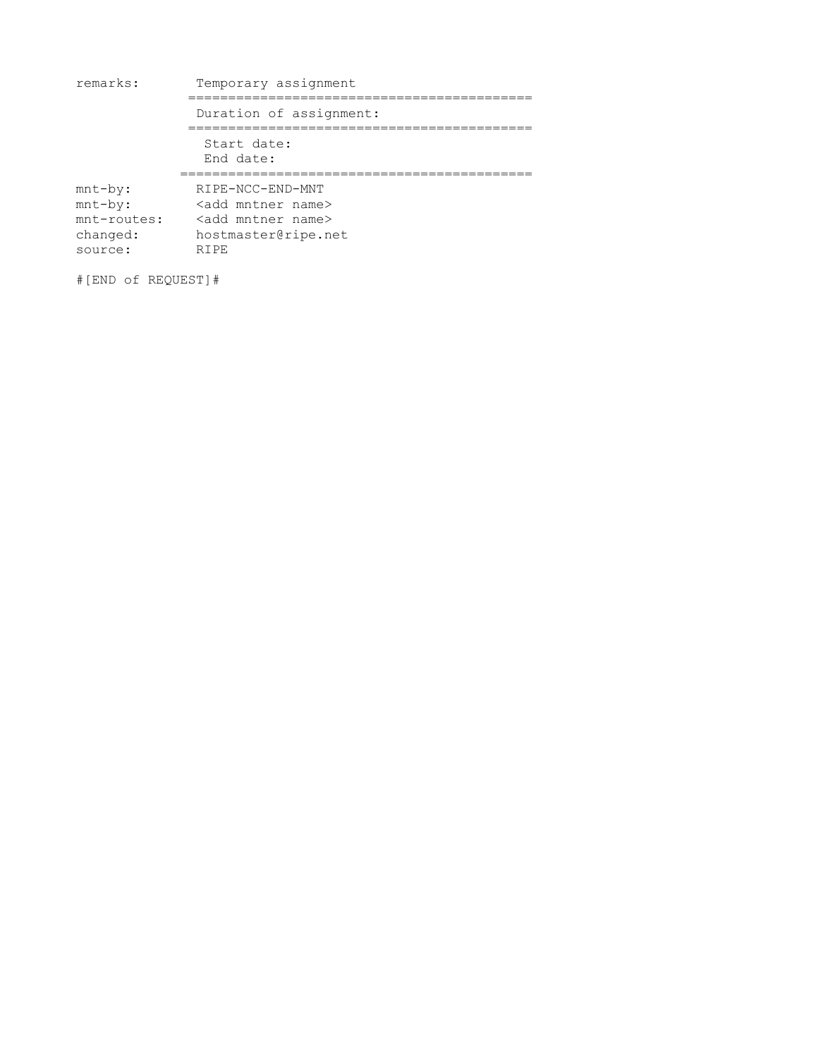```
remarks:        Temporary assignment
               ===========================================
                Duration of assignment:
               ===========================================
                 Start date:
                 End date:
              ============================================
mnt-by:         RIPE-NCC-END-MNT
mnt-by:         <add mntner name>
mnt-routes:     <add mntner name>
changed:        hostmaster@ripe.net
source:         RIPE

#[END of REQUEST]#
```